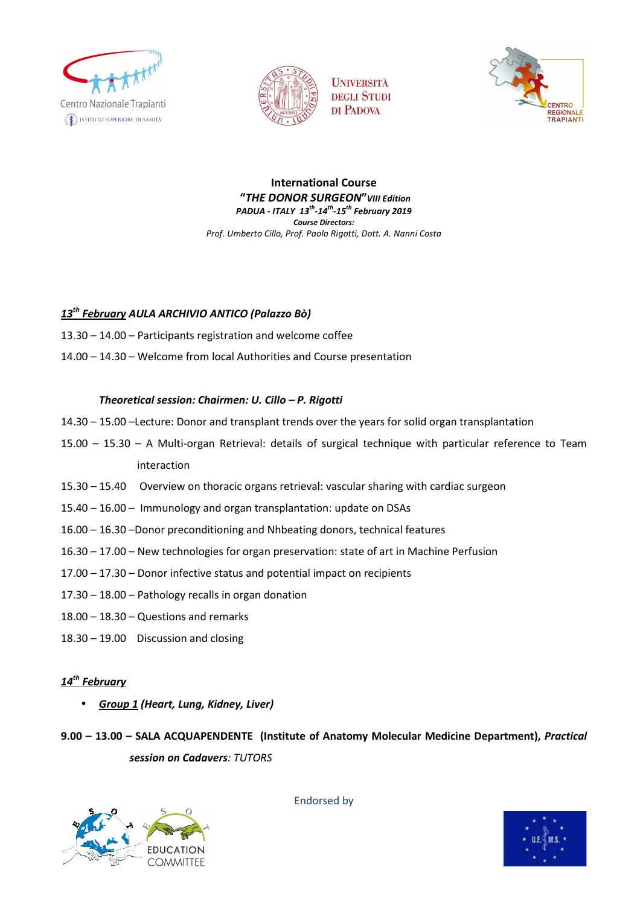Centro Nazionale Trapianti
Istituto Superiore di Sanità

Università degli Studi di Padova

Centro Regionale Trapianti

**International Course**

***"THE DONOR SURGEON"** VIII Edition*

***PADUA - ITALY 13th-14th-15th February 2019***

***Course Directors:***

*Prof. Umberto Cillo, Prof. Paolo Rigotti, Dott. A. Nanni Costa*

***13th February** AULA ARCHIVIO ANTICO (Palazzo Bò)*

13.30 – 14.00 – Participants registration and welcome coffee

14.00 – 14.30 – Welcome from local Authorities and Course presentation

***Theoretical session: Chairmen: U. Cillo – P. Rigotti***

14.30 – 15.00 –Lecture: Donor and transplant trends over the years for solid organ transplantation

15.00 – 15.30 – A Multi-organ Retrieval: details of surgical technique with particular reference to Team interaction

15.30 – 15.40 Overview on thoracic organs retrieval: vascular sharing with cardiac surgeon

15.40 – 16.00 – Immunology and organ transplantation: update on DSAs

16.00 – 16.30 –Donor preconditioning and Nhbeating donors, technical features

16.30 – 17.00 – New technologies for organ preservation: state of art in Machine Perfusion

17.00 – 17.30 – Donor infective status and potential impact on recipients

17.30 – 18.00 – Pathology recalls in organ donation

18.00 – 18.30 – Questions and remarks

18.30 – 19.00 Discussion and closing

***14th February***

- ***Group 1** (Heart, Lung, Kidney, Liver)*

**9.00 – 13.00 – SALA ACQUAPENDENTE (Institute of Anatomy Molecular Medicine Department),** ***Practical session on Cadavers**: TUTORS*

Endorsed by

ESOT EDUCATION COMMITTEE

U.E.M.S.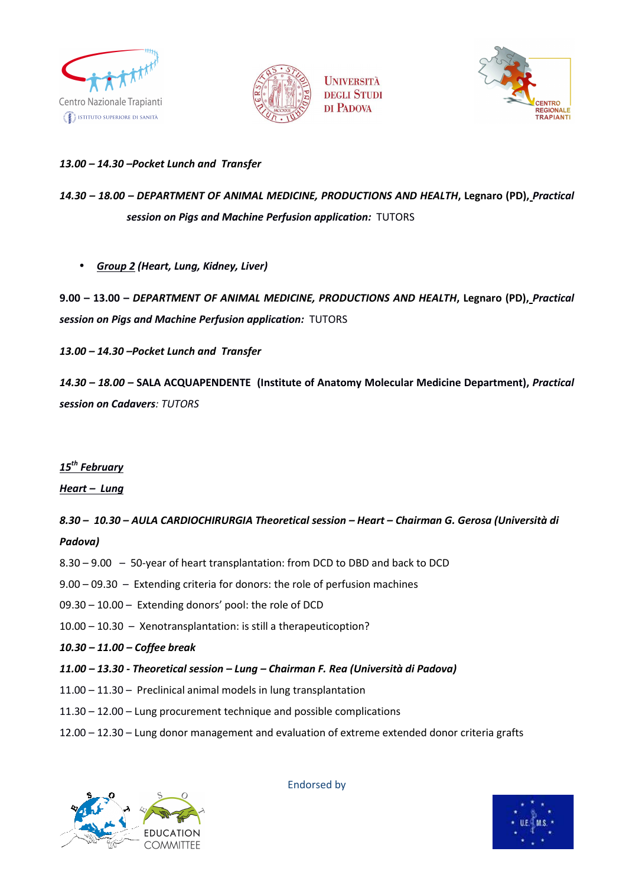*13.00 – 14.30 –Pocket Lunch and Transfer*

*14.30 – 18.00 – DEPARTMENT OF ANIMAL MEDICINE, PRODUCTIONS AND HEALTH*, **Legnaro (PD)**, *Practical session on Pigs and Machine Perfusion application:* TUTORS

- ***Group 2** (Heart, Lung, Kidney, Liver)*

**9.00 – 13.00** – *DEPARTMENT OF ANIMAL MEDICINE, PRODUCTIONS AND HEALTH*, **Legnaro (PD)**, *Practical session on Pigs and Machine Perfusion application:* TUTORS

*13.00 – 14.30 –Pocket Lunch and Transfer*

*14.30 – 18.00 –* **SALA ACQUAPENDENTE (Institute of Anatomy Molecular Medicine Department)**, *Practical session on Cadavers: TUTORS*

***15th February***

***Heart – Lung***

***8.30 – 10.30 – AULA CARDIOCHIRURGIA Theoretical session – Heart – Chairman G. Gerosa (Università di Padova)***

8.30 – 9.00 – 50-year of heart transplantation: from DCD to DBD and back to DCD

9.00 – 09.30 – Extending criteria for donors: the role of perfusion machines

09.30 – 10.00 – Extending donors' pool: the role of DCD

10.00 – 10.30 – Xenotransplantation: is still a therapeuticoption?

***10.30 – 11.00 – Coffee break***

***11.00 – 13.30 - Theoretical session – Lung – Chairman F. Rea (Università di Padova)***

11.00 – 11.30 – Preclinical animal models in lung transplantation

11.30 – 12.00 – Lung procurement technique and possible complications

12.00 – 12.30 – Lung donor management and evaluation of extreme extended donor criteria grafts

Endorsed by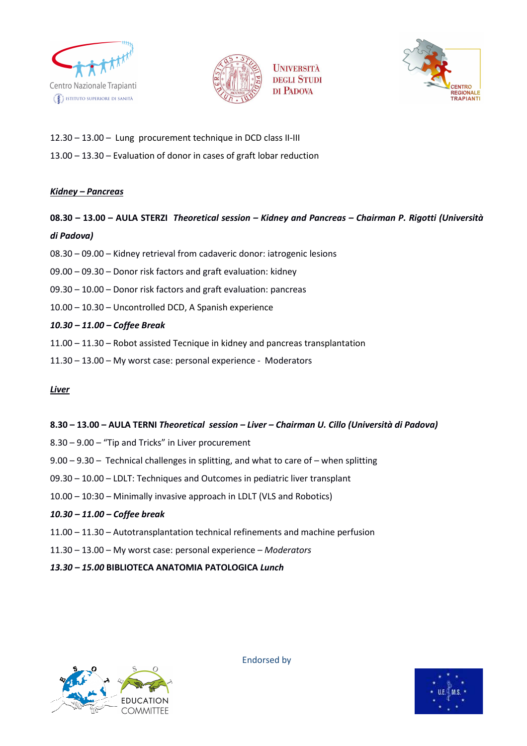12.30 – 13.00 – Lung procurement technique in DCD class II-III

13.00 – 13.30 – Evaluation of donor in cases of graft lobar reduction

***Kidney – Pancreas***

**08.30 – 13.00 – AULA STERZI** ***Theoretical session – Kidney and Pancreas – Chairman P. Rigotti (Università di Padova)***

08.30 – 09.00 – Kidney retrieval from cadaveric donor: iatrogenic lesions

09.00 – 09.30 – Donor risk factors and graft evaluation: kidney

09.30 – 10.00 – Donor risk factors and graft evaluation: pancreas

10.00 – 10.30 – Uncontrolled DCD, A Spanish experience

***10.30 – 11.00 – Coffee Break***

11.00 – 11.30 – Robot assisted Tecnique in kidney and pancreas transplantation

11.30 – 13.00 – My worst case: personal experience - Moderators

***Liver***

**8.30 – 13.00 – AULA TERNI** ***Theoretical session – Liver – Chairman U. Cillo (Università di Padova)***

8.30 – 9.00 – “Tip and Tricks” in Liver procurement

9.00 – 9.30 – Technical challenges in splitting, and what to care of – when splitting

09.30 – 10.00 – LDLT: Techniques and Outcomes in pediatric liver transplant

10.00 – 10:30 – Minimally invasive approach in LDLT (VLS and Robotics)

***10.30 – 11.00 – Coffee break***

11.00 – 11.30 – Autotransplantation technical refinements and machine perfusion

11.30 – 13.00 – My worst case: personal experience – *Moderators*

***13.30 – 15.00*** **BIBLIOTECA ANATOMIA PATOLOGICA** ***Lunch***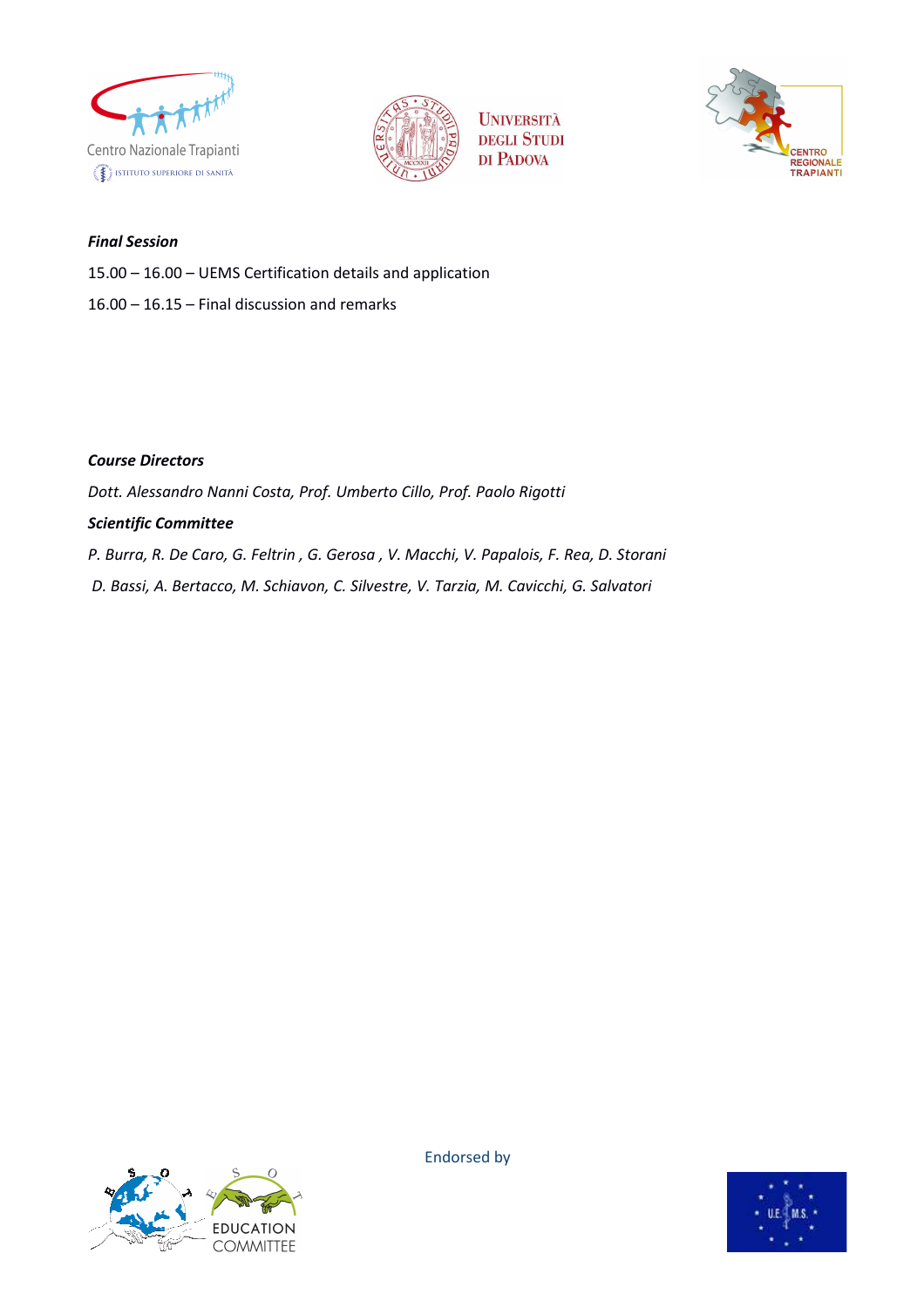***Final Session***

15.00 – 16.00 – UEMS Certification details and application

16.00 – 16.15 – Final discussion and remarks

***Course Directors***

*Dott. Alessandro Nanni Costa, Prof. Umberto Cillo, Prof. Paolo Rigotti*

***Scientific Committee***

*P. Burra, R. De Caro, G. Feltrin , G. Gerosa , V. Macchi, V. Papalois, F. Rea, D. Storani*

*D. Bassi, A. Bertacco, M. Schiavon, C. Silvestre, V. Tarzia, M. Cavicchi, G. Salvatori*

Endorsed by